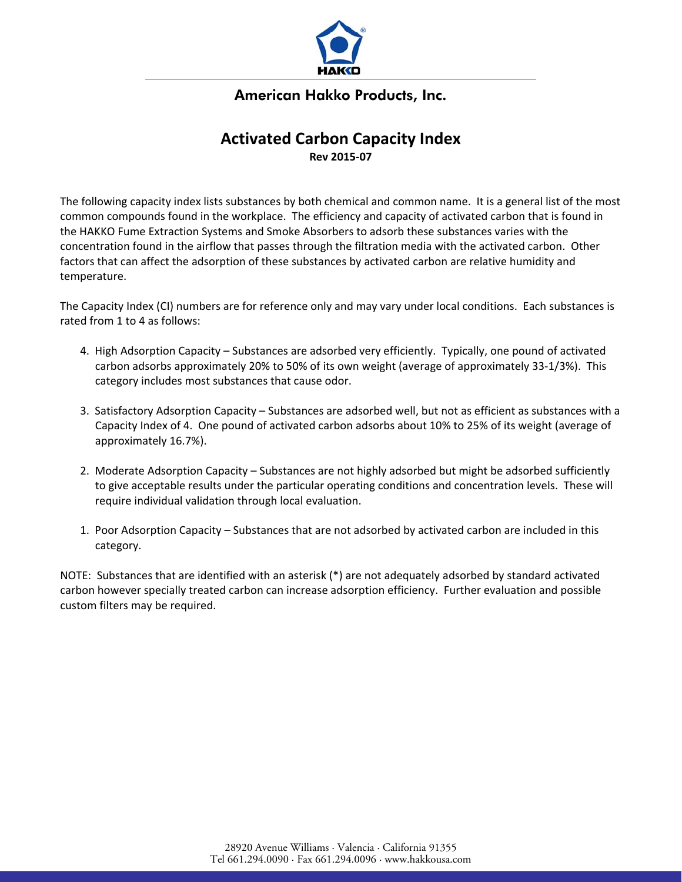American Hakko Products, Inc.

# Activated Carbon Capacity Index

**Rev 2015-07**

The following capacity index lists substances by both chemical and common name. It is a general list of the most common compounds found in the workplace. The efficiency and capacity of activated carbon that is found in the HAKKO Fume Extraction Systems and Smoke Absorbers to adsorb these substances varies with the concentration found in the airflow that passes through the filtration media with the activated carbon. Other factors that can affect the adsorption of these substances by activated carbon are relative humidity and temperature.

The Capacity Index (CI) numbers are for reference only and may vary under local conditions. Each substances is rated from 1 to 4 as follows:

4. High Adsorption Capacity – Substances are adsorbed very efficiently. Typically, one pound of activated carbon adsorbs approximately 20% to 50% of its own weight (average of approximately 33-1/3%). This category includes most substances that cause odor.

3. Satisfactory Adsorption Capacity – Substances are adsorbed well, but not as efficient as substances with a Capacity Index of 4. One pound of activated carbon adsorbs about 10% to 25% of its weight (average of approximately 16.7%).

2. Moderate Adsorption Capacity – Substances are not highly adsorbed but might be adsorbed sufficiently to give acceptable results under the particular operating conditions and concentration levels. These will require individual validation through local evaluation.

1. Poor Adsorption Capacity – Substances that are not adsorbed by activated carbon are included in this category.

NOTE: Substances that are identified with an asterisk (*) are not adequately adsorbed by standard activated carbon however specially treated carbon can increase adsorption efficiency. Further evaluation and possible custom filters may be required.

28920 Avenue Williams · Valencia · California 91355
Tel 661.294.0090 · Fax 661.294.0096 · www.hakkousa.com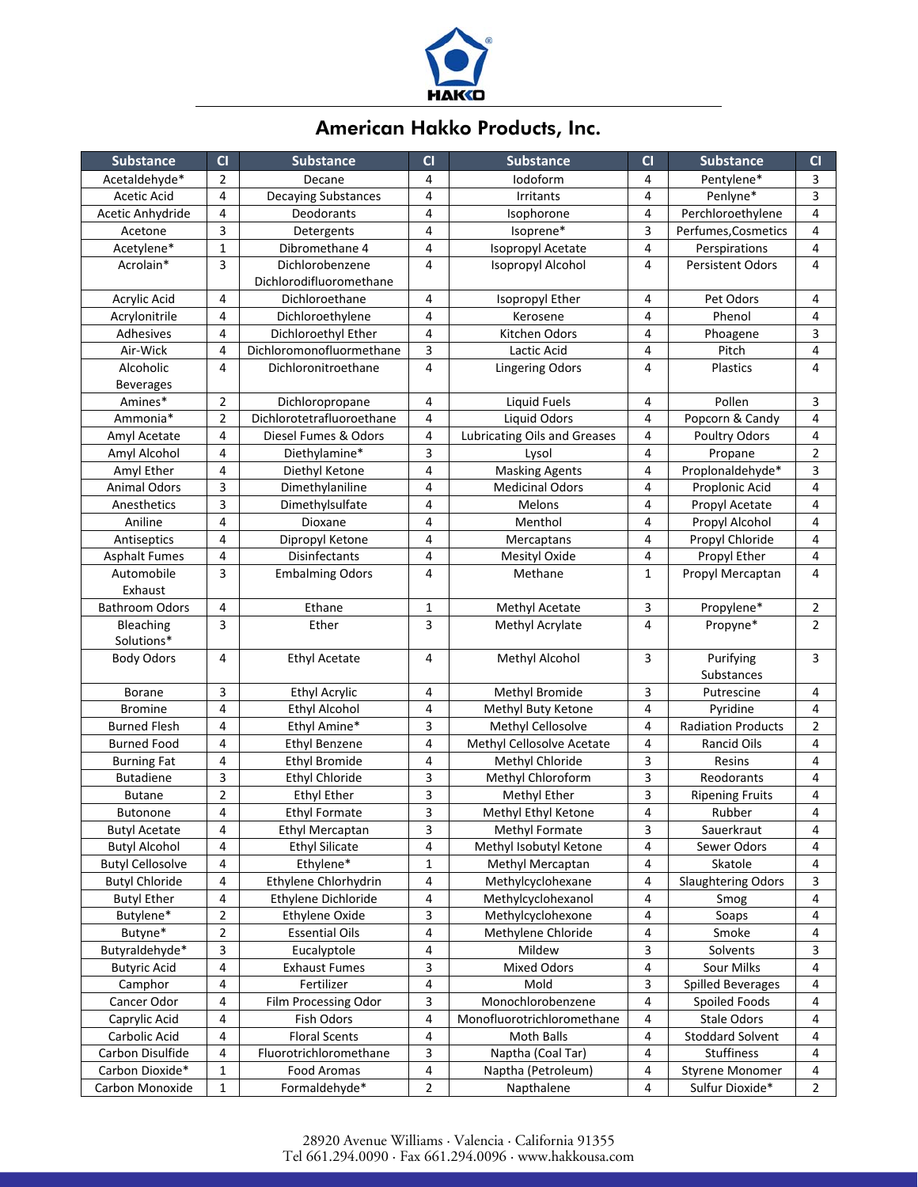# American Hakko Products, Inc.

| Substance | CI | Substance | CI | Substance | CI | Substance | CI |
|---|---|---|---|---|---|---|---|
| Acetaldehyde* | 2 | Decane | 4 | Iodoform | 4 | Pentylene* | 3 |
| Acetic Acid | 4 | Decaying Substances | 4 | Irritants | 4 | Penlyne* | 3 |
| Acetic Anhydride | 4 | Deodorants | 4 | Isophorone | 4 | Perchloroethylene | 4 |
| Acetone | 3 | Detergents | 4 | Isoprene* | 3 | Perfumes,Cosmetics | 4 |
| Acetylene* | 1 | Dibromethane 4 | 4 | Isopropyl Acetate | 4 | Perspirations | 4 |
| Acrolain* | 3 | Dichlorobenzene Dichlorodifluoromethane | 4 | Isopropyl Alcohol | 4 | Persistent Odors | 4 |
| Acrylic Acid | 4 | Dichloroethane | 4 | Isopropyl Ether | 4 | Pet Odors | 4 |
| Acrylonitrile | 4 | Dichloroethylene | 4 | Kerosene | 4 | Phenol | 4 |
| Adhesives | 4 | Dichloroethyl Ether | 4 | Kitchen Odors | 4 | Phoagene | 3 |
| Air-Wick | 4 | Dichloromonofluormethane | 3 | Lactic Acid | 4 | Pitch | 4 |
| Alcoholic Beverages | 4 | Dichloronitroethane | 4 | Lingering Odors | 4 | Plastics | 4 |
| Amines* | 2 | Dichloropropane | 4 | Liquid Fuels | 4 | Pollen | 3 |
| Ammonia* | 2 | Dichlorotetrafluoroethane | 4 | Liquid Odors | 4 | Popcorn & Candy | 4 |
| Amyl Acetate | 4 | Diesel Fumes & Odors | 4 | Lubricating Oils and Greases | 4 | Poultry Odors | 4 |
| Amyl Alcohol | 4 | Diethylamine* | 3 | Lysol | 4 | Propane | 2 |
| Amyl Ether | 4 | Diethyl Ketone | 4 | Masking Agents | 4 | Proplonaldehyde* | 3 |
| Animal Odors | 3 | Dimethylaniline | 4 | Medicinal Odors | 4 | Proplonic Acid | 4 |
| Anesthetics | 3 | Dimethylsulfate | 4 | Melons | 4 | Propyl Acetate | 4 |
| Aniline | 4 | Dioxane | 4 | Menthol | 4 | Propyl Alcohol | 4 |
| Antiseptics | 4 | Dipropyl Ketone | 4 | Mercaptans | 4 | Propyl Chloride | 4 |
| Asphalt Fumes | 4 | Disinfectants | 4 | Mesityl Oxide | 4 | Propyl Ether | 4 |
| Automobile Exhaust | 3 | Embalming Odors | 4 | Methane | 1 | Propyl Mercaptan | 4 |
| Bathroom Odors | 4 | Ethane | 1 | Methyl Acetate | 3 | Propylene* | 2 |
| Bleaching Solutions* | 3 | Ether | 3 | Methyl Acrylate | 4 | Propyne* | 2 |
| Body Odors | 4 | Ethyl Acetate | 4 | Methyl Alcohol | 3 | Purifying Substances | 3 |
| Borane | 3 | Ethyl Acrylic | 4 | Methyl Bromide | 3 | Putrescine | 4 |
| Bromine | 4 | Ethyl Alcohol | 4 | Methyl Buty Ketone | 4 | Pyridine | 4 |
| Burned Flesh | 4 | Ethyl Amine* | 3 | Methyl Cellosolve | 4 | Radiation Products | 2 |
| Burned Food | 4 | Ethyl Benzene | 4 | Methyl Cellosolve Acetate | 4 | Rancid Oils | 4 |
| Burning Fat | 4 | Ethyl Bromide | 4 | Methyl Chloride | 3 | Resins | 4 |
| Butadiene | 3 | Ethyl Chloride | 3 | Methyl Chloroform | 3 | Reodorants | 4 |
| Butane | 2 | Ethyl Ether | 3 | Methyl Ether | 3 | Ripening Fruits | 4 |
| Butonone | 4 | Ethyl Formate | 3 | Methyl Ethyl Ketone | 4 | Rubber | 4 |
| Butyl Acetate | 4 | Ethyl Mercaptan | 3 | Methyl Formate | 3 | Sauerkraut | 4 |
| Butyl Alcohol | 4 | Ethyl Silicate | 4 | Methyl Isobutyl Ketone | 4 | Sewer Odors | 4 |
| Butyl Cellosolve | 4 | Ethylene* | 1 | Methyl Mercaptan | 4 | Skatole | 4 |
| Butyl Chloride | 4 | Ethylene Chlorhydrin | 4 | Methylcyclohexane | 4 | Slaughtering Odors | 3 |
| Butyl Ether | 4 | Ethylene Dichloride | 4 | Methylcyclohexanol | 4 | Smog | 4 |
| Butylene* | 2 | Ethylene Oxide | 3 | Methylcyclohexone | 4 | Soaps | 4 |
| Butyne* | 2 | Essential Oils | 4 | Methylene Chloride | 4 | Smoke | 4 |
| Butyraldehyde* | 3 | Eucalyptole | 4 | Mildew | 3 | Solvents | 3 |
| Butyric Acid | 4 | Exhaust Fumes | 3 | Mixed Odors | 4 | Sour Milks | 4 |
| Camphor | 4 | Fertilizer | 4 | Mold | 3 | Spilled Beverages | 4 |
| Cancer Odor | 4 | Film Processing Odor | 3 | Monochlorobenzene | 4 | Spoiled Foods | 4 |
| Caprylic Acid | 4 | Fish Odors | 4 | Monofluorotrichloromethane | 4 | Stale Odors | 4 |
| Carbolic Acid | 4 | Floral Scents | 4 | Moth Balls | 4 | Stoddard Solvent | 4 |
| Carbon Disulfide | 4 | Fluorotrichloromethane | 3 | Naptha (Coal Tar) | 4 | Stuffiness | 4 |
| Carbon Dioxide* | 1 | Food Aromas | 4 | Naptha (Petroleum) | 4 | Styrene Monomer | 4 |
| Carbon Monoxide | 1 | Formaldehyde* | 2 | Napthalene | 4 | Sulfur Dioxide* | 2 |

28920 Avenue Williams · Valencia · California 91355
Tel 661.294.0090 · Fax 661.294.0096 · www.hakkousa.com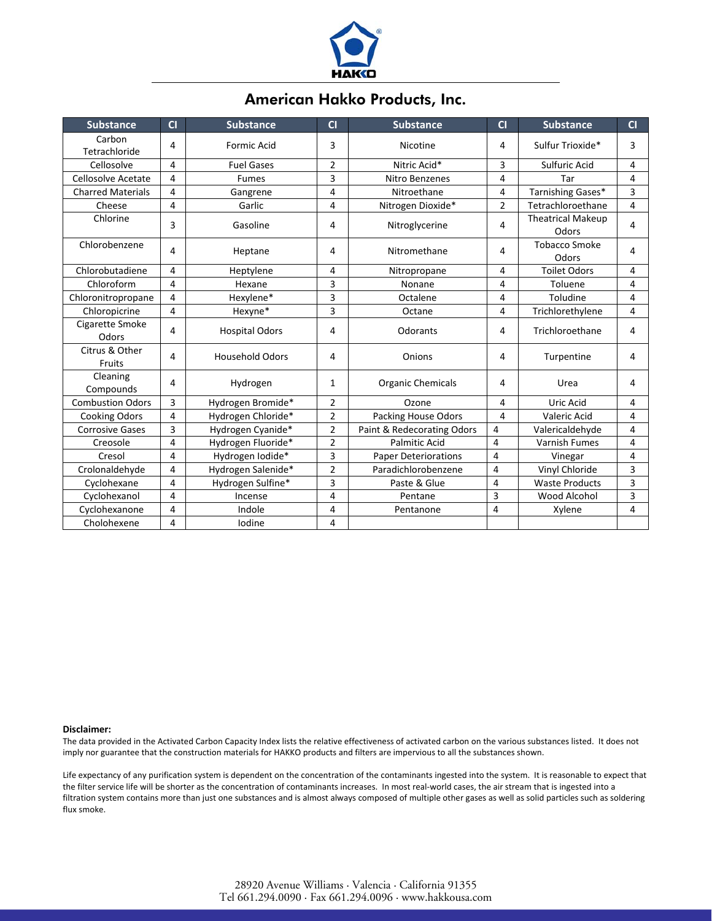# American Hakko Products, Inc.

| Substance | CI | Substance | CI | Substance | CI | Substance | CI |
|---|---|---|---|---|---|---|---|
| Carbon Tetrachloride | 4 | Formic Acid | 3 | Nicotine | 4 | Sulfur Trioxide* | 3 |
| Cellosolve | 4 | Fuel Gases | 2 | Nitric Acid* | 3 | Sulfuric Acid | 4 |
| Cellosolve Acetate | 4 | Fumes | 3 | Nitro Benzenes | 4 | Tar | 4 |
| Charred Materials | 4 | Gangrene | 4 | Nitroethane | 4 | Tarnishing Gases* | 3 |
| Cheese | 4 | Garlic | 4 | Nitrogen Dioxide* | 2 | Tetrachloroethane | 4 |
| Chlorine | 3 | Gasoline | 4 | Nitroglycerine | 4 | Theatrical Makeup Odors | 4 |
| Chlorobenzene | 4 | Heptane | 4 | Nitromethane | 4 | Tobacco Smoke Odors | 4 |
| Chlorobutadiene | 4 | Heptylene | 4 | Nitropropane | 4 | Toilet Odors | 4 |
| Chloroform | 4 | Hexane | 3 | Nonane | 4 | Toluene | 4 |
| Chloronitropropane | 4 | Hexylene* | 3 | Octalene | 4 | Toludine | 4 |
| Chloropicrine | 4 | Hexyne* | 3 | Octane | 4 | Trichlorethylene | 4 |
| Cigarette Smoke Odors | 4 | Hospital Odors | 4 | Odorants | 4 | Trichloroethane | 4 |
| Citrus & Other Fruits | 4 | Household Odors | 4 | Onions | 4 | Turpentine | 4 |
| Cleaning Compounds | 4 | Hydrogen | 1 | Organic Chemicals | 4 | Urea | 4 |
| Combustion Odors | 3 | Hydrogen Bromide* | 2 | Ozone | 4 | Uric Acid | 4 |
| Cooking Odors | 4 | Hydrogen Chloride* | 2 | Packing House Odors | 4 | Valeric Acid | 4 |
| Corrosive Gases | 3 | Hydrogen Cyanide* | 2 | Paint & Redecorating Odors | 4 | Valericaldehyde | 4 |
| Creosole | 4 | Hydrogen Fluoride* | 2 | Palmitic Acid | 4 | Varnish Fumes | 4 |
| Cresol | 4 | Hydrogen Iodide* | 3 | Paper Deteriorations | 4 | Vinegar | 4 |
| Crolonaldehyde | 4 | Hydrogen Salenide* | 2 | Paradichlorobenzene | 4 | Vinyl Chloride | 3 |
| Cyclohexane | 4 | Hydrogen Sulfine* | 3 | Paste & Glue | 4 | Waste Products | 3 |
| Cyclohexanol | 4 | Incense | 4 | Pentane | 3 | Wood Alcohol | 3 |
| Cyclohexanone | 4 | Indole | 4 | Pentanone | 4 | Xylene | 4 |
| Cholohexene | 4 | Iodine | 4 | | | | |

**Disclaimer:**

The data provided in the Activated Carbon Capacity Index lists the relative effectiveness of activated carbon on the various substances listed. It does not imply nor guarantee that the construction materials for HAKKO products and filters are impervious to all the substances shown.

Life expectancy of any purification system is dependent on the concentration of the contaminants ingested into the system. It is reasonable to expect that the filter service life will be shorter as the concentration of contaminants increases. In most real-world cases, the air stream that is ingested into a filtration system contains more than just one substances and is almost always composed of multiple other gases as well as solid particles such as soldering flux smoke.

28920 Avenue Williams · Valencia · California 91355
Tel 661.294.0090 · Fax 661.294.0096 · www.hakkousa.com